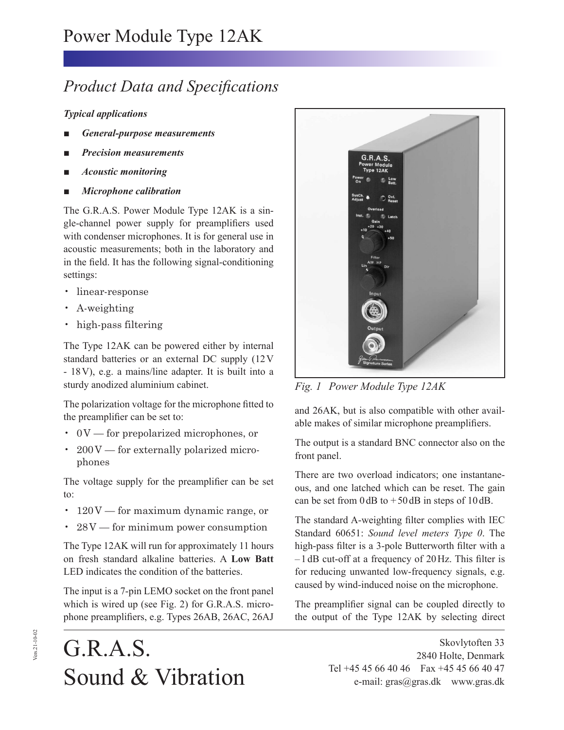# Power Module Type 12AK

## *Product Data and Specifications*

***Typical applications***

- ***General-purpose measurements***
- ***Precision measurements***
- ***Acoustic monitoring***
- ***Microphone calibration***

The G.R.A.S. Power Module Type 12AK is a single-channel power supply for preamplifiers used with condenser microphones. It is for general use in acoustic measurements; both in the laboratory and in the field. It has the following signal-conditioning settings:

- linear-response
- A-weighting
- high-pass filtering

The Type 12AK can be powered either by internal standard batteries or an external DC supply (12 V - 18 V), e.g. a mains/line adapter. It is built into a sturdy anodized aluminium cabinet.

The polarization voltage for the microphone fitted to the preamplifier can be set to:

- 0 V — for prepolarized microphones, or
- 200 V — for externally polarized microphones

The voltage supply for the preamplifier can be set to:

- 120 V — for maximum dynamic range, or
- 28 V — for minimum power consumption

The Type 12AK will run for approximately 11 hours on fresh standard alkaline batteries. A **Low Batt** LED indicates the condition of the batteries.

The input is a 7-pin LEMO socket on the front panel which is wired up (see Fig. 2) for G.R.A.S. microphone preamplifiers, e.g. Types 26AB, 26AC, 26AJ and 26AK, but is also compatible with other available makes of similar microphone preamplifiers.

*Fig. 1 Power Module Type 12AK*

The output is a standard BNC connector also on the front panel.

There are two overload indicators; one instantaneous, and one latched which can be reset. The gain can be set from 0 dB to + 50 dB in steps of 10 dB.

The standard A-weighting filter complies with IEC Standard 60651: *Sound level meters Type 0*. The high-pass filter is a 3-pole Butterworth filter with a – 1 dB cut-off at a frequency of 20 Hz. This filter is for reducing unwanted low-frequency signals, e.g. caused by wind-induced noise on the microphone.

The preamplifier signal can be coupled directly to the output of the Type 12AK by selecting direct

G.R.A.S.
Sound & Vibration

Skovlytoften 33
2840 Holte, Denmark
Tel +45 45 66 40 46 Fax +45 45 66 40 47
e-mail: gras@gras.dk www.gras.dk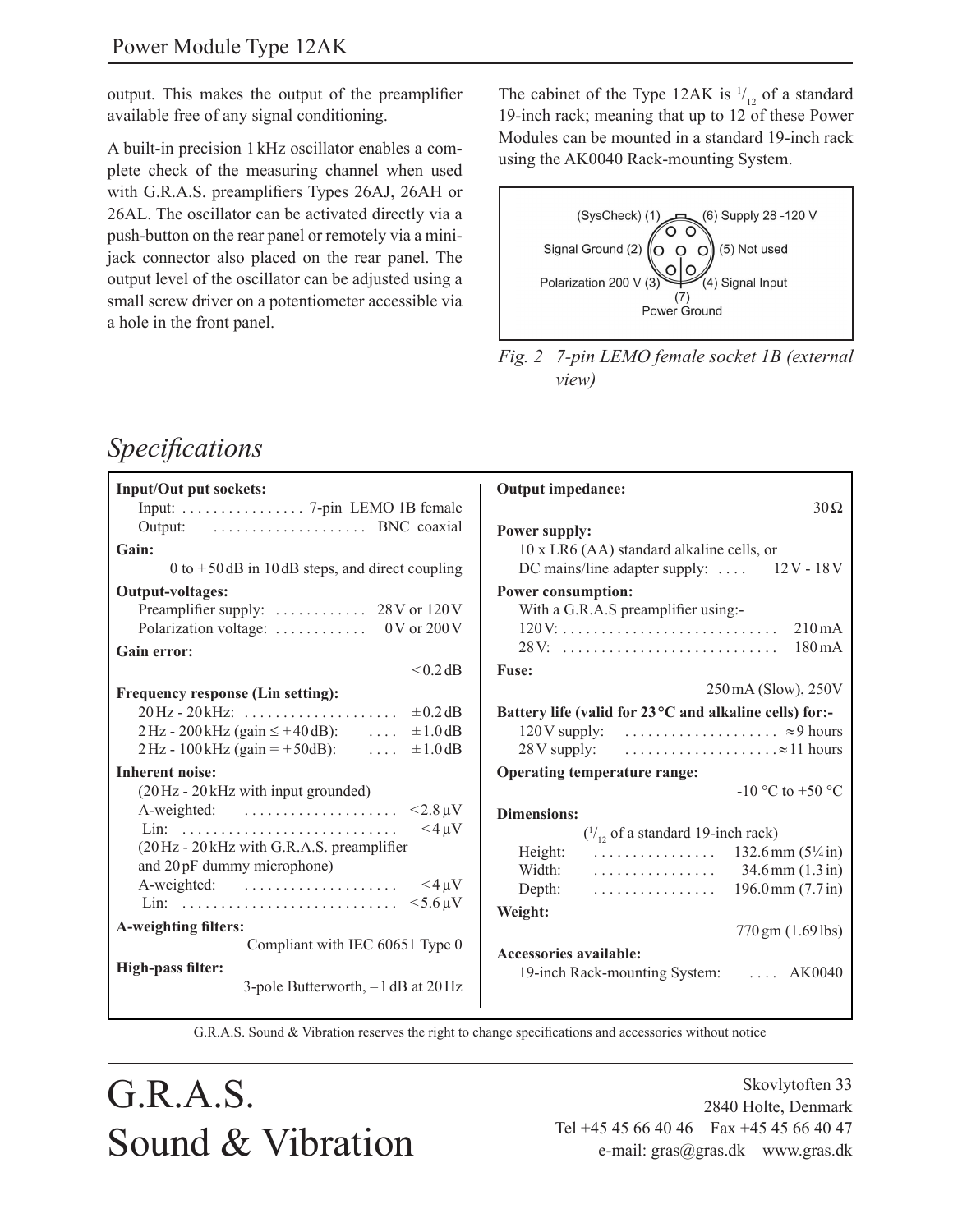output. This makes the output of the preamplifier available free of any signal conditioning.

A built-in precision 1 kHz oscillator enables a complete check of the measuring channel when used with G.R.A.S. preamplifiers Types 26AJ, 26AH or 26AL. The oscillator can be activated directly via a push-button on the rear panel or remotely via a mini-jack connector also placed on the rear panel. The output level of the oscillator can be adjusted using a small screw driver on a potentiometer accessible via a hole in the front panel.

The cabinet of the Type 12AK is 1/12 of a standard 19-inch rack; meaning that up to 12 of these Power Modules can be mounted in a standard 19-inch rack using the AK0040 Rack-mounting System.

(SysCheck) (1)
(6) Supply 28 -120 V
Signal Ground (2)
(5) Not used
Polarization 200 V (3)
(4) Signal Input
(7)
Power Ground

*Fig. 2 7-pin LEMO female socket 1B (external view)*

## *Specifications*

**Input/Out put sockets:**
Input: ................ 7-pin LEMO 1B female
Output: .................... BNC coaxial

**Gain:**
0 to +50 dB in 10 dB steps, and direct coupling

**Output-voltages:**
Preamplifier supply: ............ 28 V or 120 V
Polarization voltage: ............ 0 V or 200 V

**Gain error:**
<0.2 dB

**Frequency response (Lin setting):**
20 Hz - 20 kHz: .................... ±0.2 dB
2 Hz - 200 kHz (gain ≤ +40 dB): .... ±1.0 dB
2 Hz - 100 kHz (gain = +50dB): .... ±1.0 dB

**Inherent noise:**
(20 Hz - 20 kHz with input grounded)
A-weighted: .................... <2.8 µV
Lin: ........................... <4 µV
(20 Hz - 20 kHz with G.R.A.S. preamplifier and 20 pF dummy microphone)
A-weighted: .................... <4 µV
Lin: ............................ <5.6 µV

**A-weighting filters:**
Compliant with IEC 60651 Type 0

**High-pass filter:**
3-pole Butterworth, –1 dB at 20 Hz

**Output impedance:**
30 Ω

**Power supply:**
10 x LR6 (AA) standard alkaline cells, or
DC mains/line adapter supply: .... 12 V - 18 V

**Power consumption:**
With a G.R.A.S preamplifier using:-
120 V: ............................ 210 mA
28 V: ............................ 180 mA

**Fuse:**
250 mA (Slow), 250V

**Battery life (valid for 23 °C and alkaline cells) for:-**
120 V supply: .................... ≈9 hours
28 V supply: ....................≈11 hours

**Operating temperature range:**
-10 °C to +50 °C

**Dimensions:**
(1/12 of a standard 19-inch rack)
Height: ................ 132.6 mm (5¼ in)
Width: ................ 34.6 mm (1.3 in)
Depth: ................ 196.0 mm (7.7 in)

**Weight:**
770 gm (1.69 lbs)

**Accessories available:**
19-inch Rack-mounting System: .... AK0040

G.R.A.S. Sound & Vibration reserves the right to change specifications and accessories without notice

G.R.A.S.
Sound & Vibration

Skovlytoften 33
2840 Holte, Denmark
Tel +45 45 66 40 46 Fax +45 45 66 40 47
e-mail: gras@gras.dk www.gras.dk